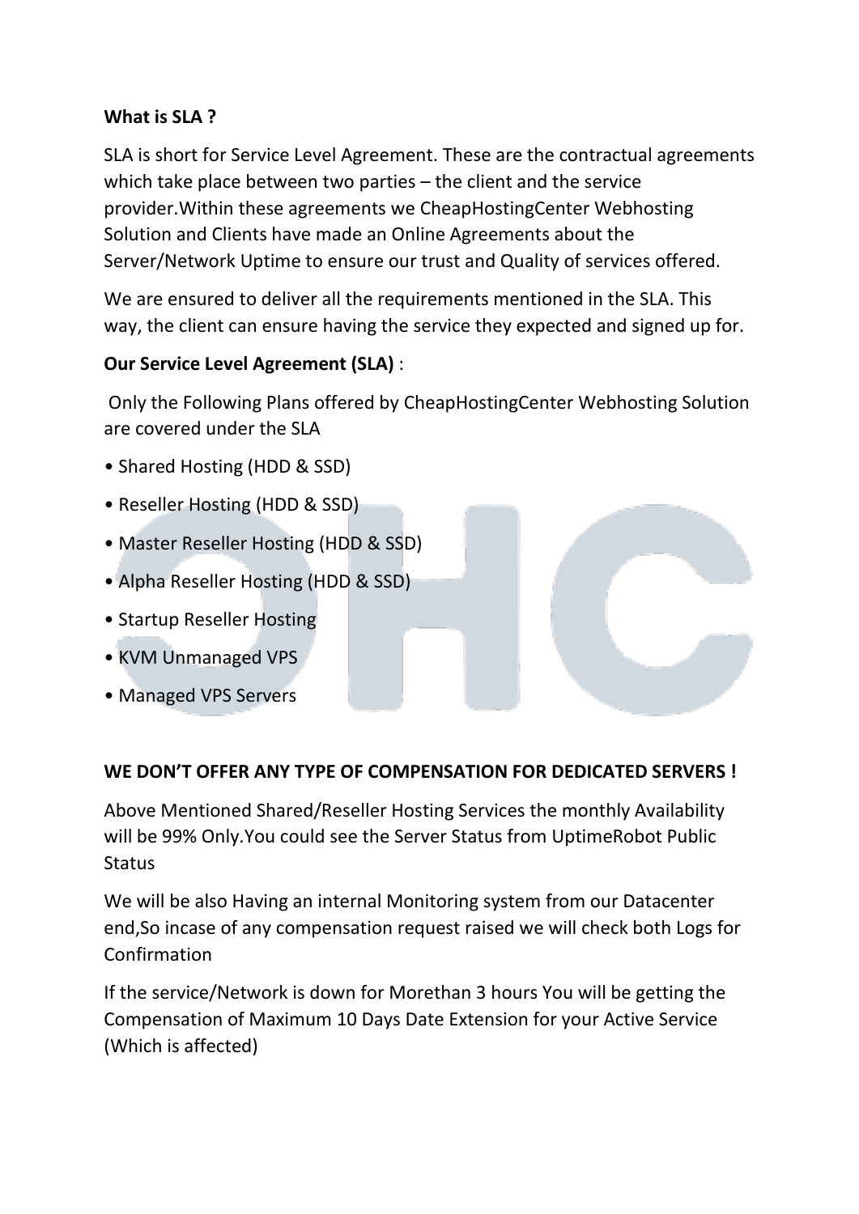**What is SLA ?**

SLA is short for Service Level Agreement. These are the contractual agreements which take place between two parties – the client and the service provider.Within these agreements we CheapHostingCenter Webhosting Solution and Clients have made an Online Agreements about the Server/Network Uptime to ensure our trust and Quality of services offered.

We are ensured to deliver all the requirements mentioned in the SLA. This way, the client can ensure having the service they expected and signed up for.

**Our Service Level Agreement (SLA)** :

Only the Following Plans offered by CheapHostingCenter Webhosting Solution are covered under the SLA

- Shared Hosting (HDD & SSD)
- Reseller Hosting (HDD & SSD)
- Master Reseller Hosting (HDD & SSD)
- Alpha Reseller Hosting (HDD & SSD)
- Startup Reseller Hosting
- KVM Unmanaged VPS
- Managed VPS Servers

**WE DON'T OFFER ANY TYPE OF COMPENSATION FOR DEDICATED SERVERS !**

Above Mentioned Shared/Reseller Hosting Services the monthly Availability will be 99% Only.You could see the Server Status from UptimeRobot Public Status

We will be also Having an internal Monitoring system from our Datacenter end,So incase of any compensation request raised we will check both Logs for Confirmation

If the service/Network is down for Morethan 3 hours You will be getting the Compensation of Maximum 10 Days Date Extension for your Active Service (Which is affected)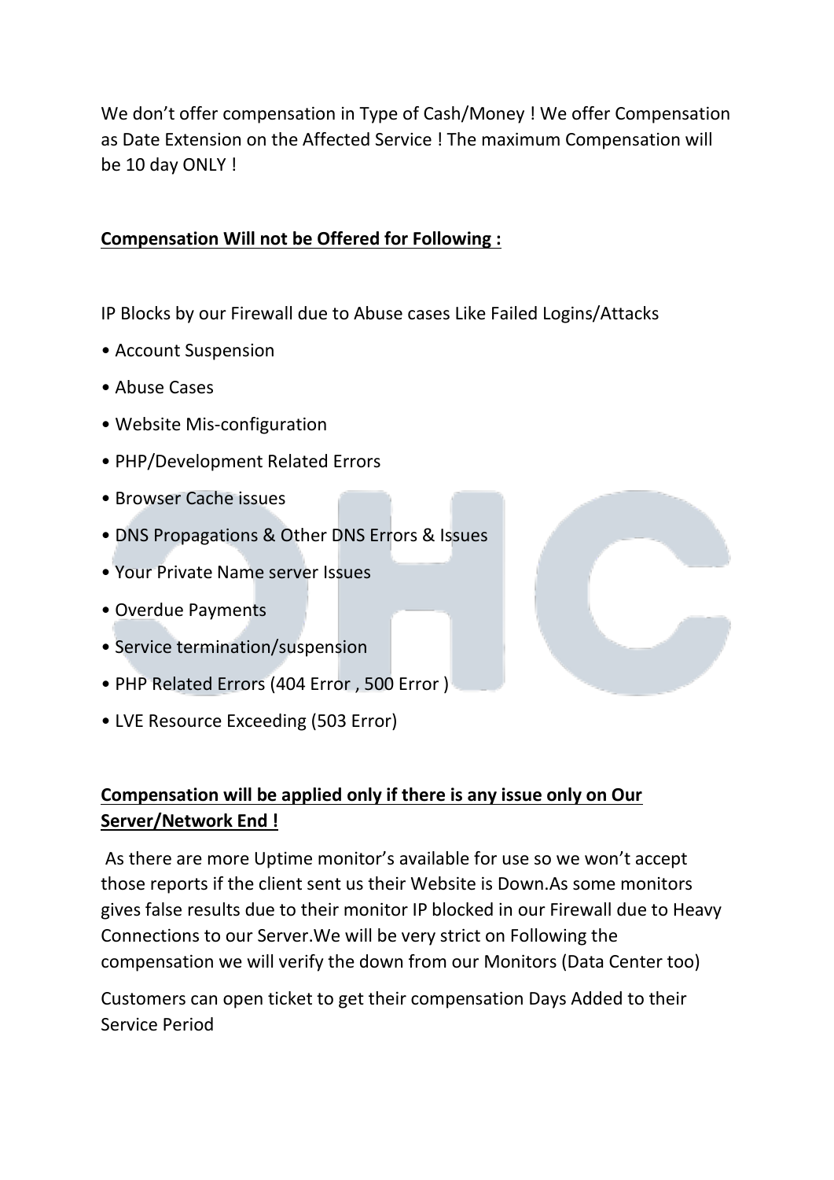We don't offer compensation in Type of Cash/Money ! We offer Compensation as Date Extension on the Affected Service ! The maximum Compensation will be 10 day ONLY !

**Compensation Will not be Offered for Following :**

IP Blocks by our Firewall due to Abuse cases Like Failed Logins/Attacks

- Account Suspension
- Abuse Cases
- Website Mis-configuration
- PHP/Development Related Errors
- Browser Cache issues
- DNS Propagations & Other DNS Errors & Issues
- Your Private Name server Issues
- Overdue Payments
- Service termination/suspension
- PHP Related Errors (404 Error , 500 Error )
- LVE Resource Exceeding (503 Error)

**Compensation will be applied only if there is any issue only on Our Server/Network End !**

As there are more Uptime monitor's available for use so we won't accept those reports if the client sent us their Website is Down.As some monitors gives false results due to their monitor IP blocked in our Firewall due to Heavy Connections to our Server.We will be very strict on Following the compensation we will verify the down from our Monitors (Data Center too)

Customers can open ticket to get their compensation Days Added to their Service Period